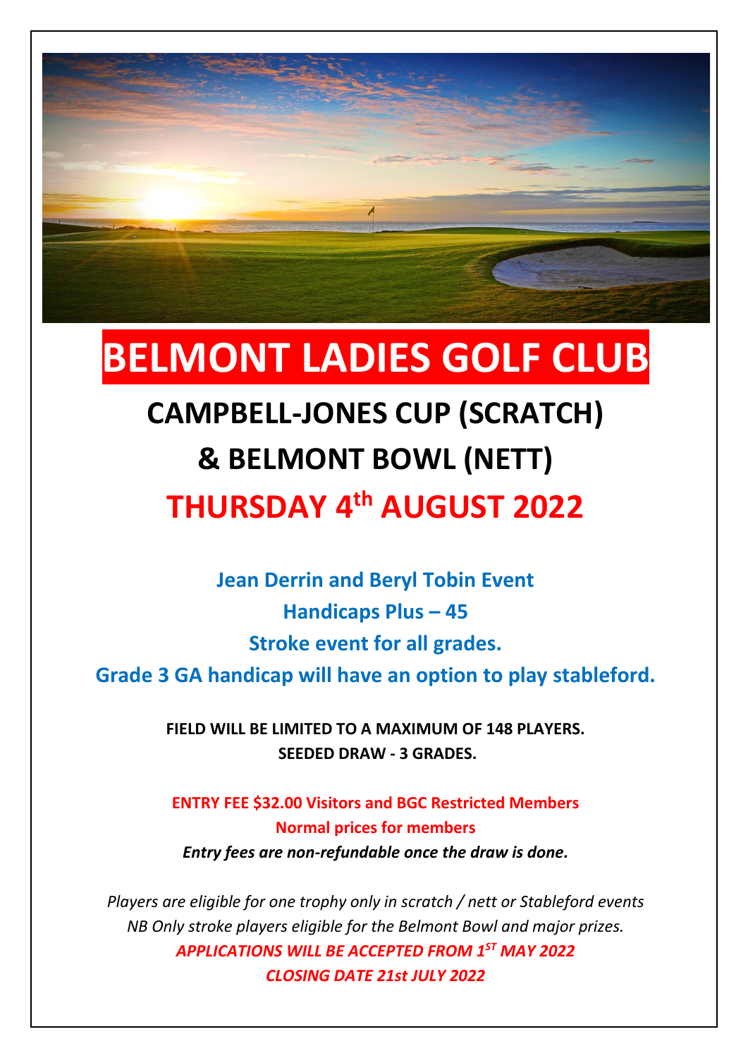# BELMONT LADIES GOLF CLUB

## CAMPBELL-JONES CUP (SCRATCH)

## & BELMONT BOWL (NETT)

## THURSDAY 4th AUGUST 2022

**Jean Derrin and Beryl Tobin Event**

**Handicaps Plus – 45**

**Stroke event for all grades.**

**Grade 3 GA handicap will have an option to play stableford.**

**FIELD WILL BE LIMITED TO A MAXIMUM OF 148 PLAYERS.**

**SEEDED DRAW - 3 GRADES.**

**ENTRY FEE $32.00 Visitors and BGC Restricted Members**

**Normal prices for members**

***Entry fees are non-refundable once the draw is done.***

*Players are eligible for one trophy only in scratch / nett or Stableford events*

*NB Only stroke players eligible for the Belmont Bowl and major prizes.*

***APPLICATIONS WILL BE ACCEPTED FROM 1ST MAY 2022***

***CLOSING DATE 21st JULY 2022***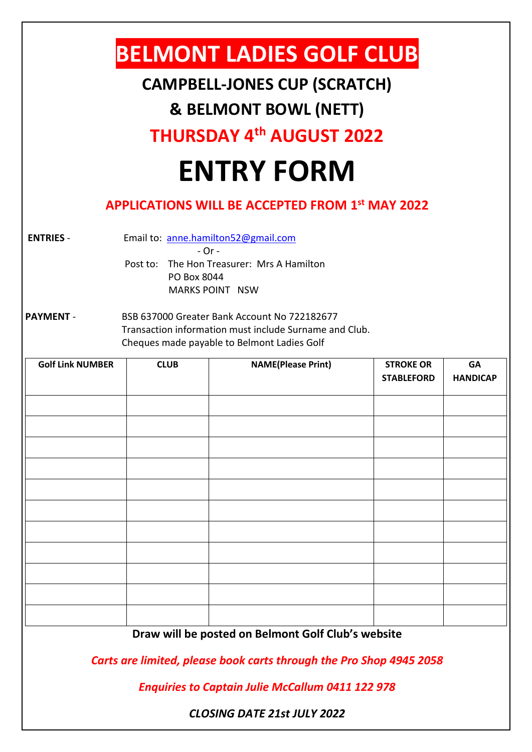# BELMONT LADIES GOLF CLUB

## CAMPBELL-JONES CUP (SCRATCH)

## & BELMONT BOWL (NETT)

## THURSDAY 4th AUGUST 2022

# ENTRY FORM

**APPLICATIONS WILL BE ACCEPTED FROM 1st MAY 2022**

**ENTRIES** - Email to: anne.hamilton52@gmail.com

- Or -

Post to: The Hon Treasurer: Mrs A Hamilton
PO Box 8044
MARKS POINT NSW

**PAYMENT** - BSB 637000 Greater Bank Account No 722182677
Transaction information must include Surname and Club.
Cheques made payable to Belmont Ladies Golf

| Golf Link NUMBER | CLUB | NAME(Please Print) | STROKE OR STABLEFORD | GA HANDICAP |
|---|---|---|---|---|
| | | | | |
| | | | | |
| | | | | |
| | | | | |
| | | | | |
| | | | | |
| | | | | |
| | | | | |
| | | | | |
| | | | | |
| | | | | |

**Draw will be posted on Belmont Golf Club's website**

***Carts are limited, please book carts through the Pro Shop 4945 2058***

***Enquiries to Captain Julie McCallum 0411 122 978***

***CLOSING DATE 21st JULY 2022***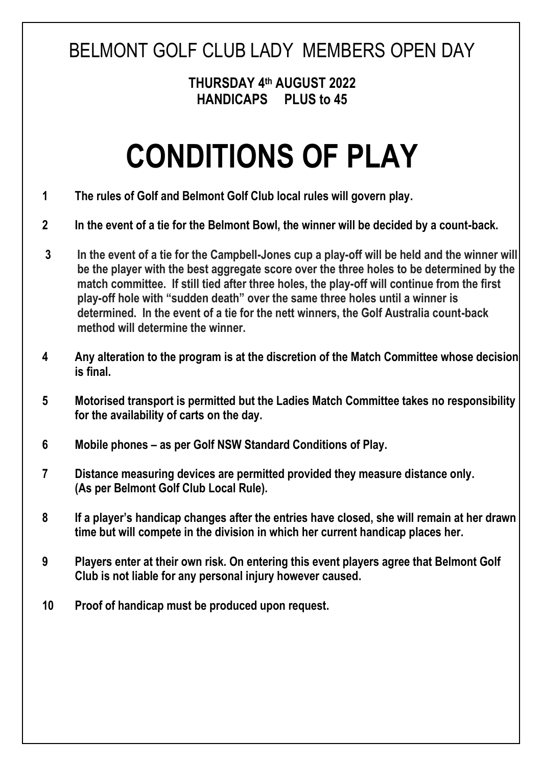# BELMONT GOLF CLUB LADY MEMBERS OPEN DAY

**THURSDAY 4th AUGUST 2022**
**HANDICAPS PLUS to 45**

# CONDITIONS OF PLAY

1. **The rules of Golf and Belmont Golf Club local rules will govern play.**

2. **In the event of a tie for the Belmont Bowl, the winner will be decided by a count-back.**

3. **In the event of a tie for the Campbell-Jones cup a play-off will be held and the winner will be the player with the best aggregate score over the three holes to be determined by the match committee. If still tied after three holes, the play-off will continue from the first play-off hole with "sudden death" over the same three holes until a winner is determined. In the event of a tie for the nett winners, the Golf Australia count-back method will determine the winner.**

4. **Any alteration to the program is at the discretion of the Match Committee whose decision is final.**

5. **Motorised transport is permitted but the Ladies Match Committee takes no responsibility for the availability of carts on the day.**

6. **Mobile phones – as per Golf NSW Standard Conditions of Play.**

7. **Distance measuring devices are permitted provided they measure distance only. (As per Belmont Golf Club Local Rule).**

8. **If a player's handicap changes after the entries have closed, she will remain at her drawn time but will compete in the division in which her current handicap places her.**

9. **Players enter at their own risk. On entering this event players agree that Belmont Golf Club is not liable for any personal injury however caused.**

10. **Proof of handicap must be produced upon request.**